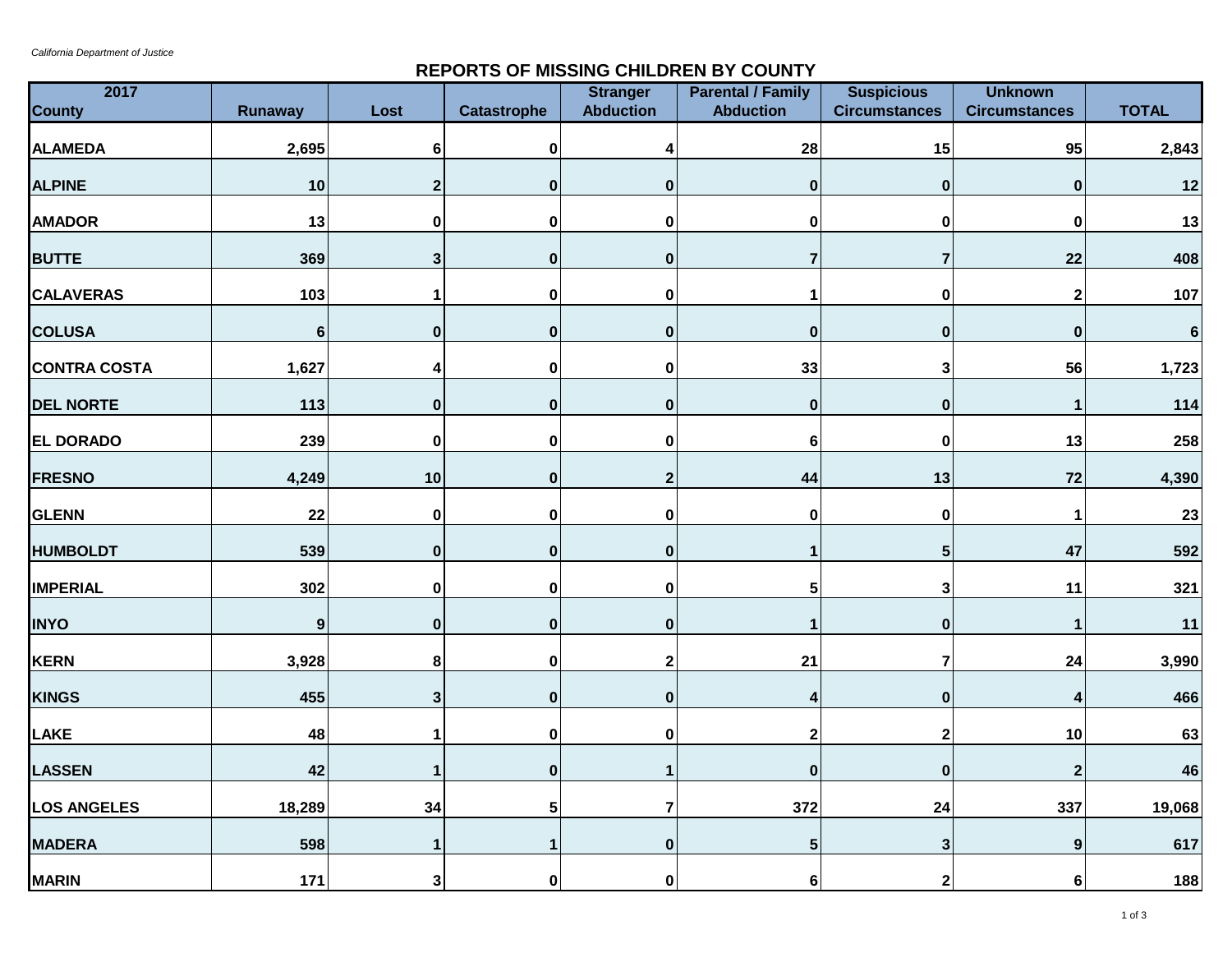*California Department of Justice*

## REPORTS OF MISSING CHILDREN BY COUNTY

| 2017 County | Runaway | Lost | Catastrophe | Stranger Abduction | Parental / Family Abduction | Suspicious Circumstances | Unknown Circumstances | TOTAL |
|---|---|---|---|---|---|---|---|---|
| ALAMEDA | 2,695 | 6 | 0 | 4 | 28 | 15 | 95 | 2,843 |
| ALPINE | 10 | 2 | 0 | 0 | 0 | 0 | 0 | 12 |
| AMADOR | 13 | 0 | 0 | 0 | 0 | 0 | 0 | 13 |
| BUTTE | 369 | 3 | 0 | 0 | 7 | 7 | 22 | 408 |
| CALAVERAS | 103 | 1 | 0 | 0 | 1 | 0 | 2 | 107 |
| COLUSA | 6 | 0 | 0 | 0 | 0 | 0 | 0 | 6 |
| CONTRA COSTA | 1,627 | 4 | 0 | 0 | 33 | 3 | 56 | 1,723 |
| DEL NORTE | 113 | 0 | 0 | 0 | 0 | 0 | 1 | 114 |
| EL DORADO | 239 | 0 | 0 | 0 | 6 | 0 | 13 | 258 |
| FRESNO | 4,249 | 10 | 0 | 2 | 44 | 13 | 72 | 4,390 |
| GLENN | 22 | 0 | 0 | 0 | 0 | 0 | 1 | 23 |
| HUMBOLDT | 539 | 0 | 0 | 0 | 1 | 5 | 47 | 592 |
| IMPERIAL | 302 | 0 | 0 | 0 | 5 | 3 | 11 | 321 |
| INYO | 9 | 0 | 0 | 0 | 1 | 0 | 1 | 11 |
| KERN | 3,928 | 8 | 0 | 2 | 21 | 7 | 24 | 3,990 |
| KINGS | 455 | 3 | 0 | 0 | 4 | 0 | 4 | 466 |
| LAKE | 48 | 1 | 0 | 0 | 2 | 2 | 10 | 63 |
| LASSEN | 42 | 1 | 0 | 1 | 0 | 0 | 2 | 46 |
| LOS ANGELES | 18,289 | 34 | 5 | 7 | 372 | 24 | 337 | 19,068 |
| MADERA | 598 | 1 | 1 | 0 | 5 | 3 | 9 | 617 |
| MARIN | 171 | 3 | 0 | 0 | 6 | 2 | 6 | 188 |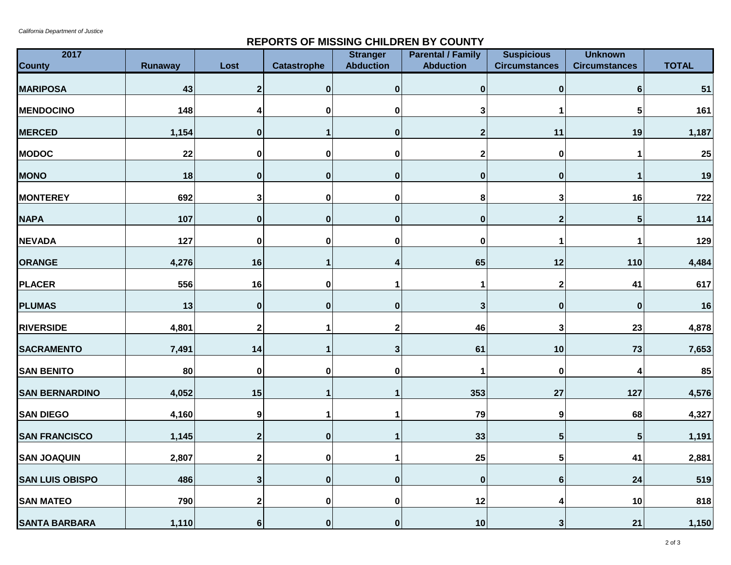*California Department of Justice*

## REPORTS OF MISSING CHILDREN BY COUNTY

| 2017 County | Runaway | Lost | Catastrophe | Stranger Abduction | Parental / Family Abduction | Suspicious Circumstances | Unknown Circumstances | TOTAL |
|---|---|---|---|---|---|---|---|---|
| MARIPOSA | 43 | 2 | 0 | 0 | 0 | 0 | 6 | 51 |
| MENDOCINO | 148 | 4 | 0 | 0 | 3 | 1 | 5 | 161 |
| MERCED | 1,154 | 0 | 1 | 0 | 2 | 11 | 19 | 1,187 |
| MODOC | 22 | 0 | 0 | 0 | 2 | 0 | 1 | 25 |
| MONO | 18 | 0 | 0 | 0 | 0 | 0 | 1 | 19 |
| MONTEREY | 692 | 3 | 0 | 0 | 8 | 3 | 16 | 722 |
| NAPA | 107 | 0 | 0 | 0 | 0 | 2 | 5 | 114 |
| NEVADA | 127 | 0 | 0 | 0 | 0 | 1 | 1 | 129 |
| ORANGE | 4,276 | 16 | 1 | 4 | 65 | 12 | 110 | 4,484 |
| PLACER | 556 | 16 | 0 | 1 | 1 | 2 | 41 | 617 |
| PLUMAS | 13 | 0 | 0 | 0 | 3 | 0 | 0 | 16 |
| RIVERSIDE | 4,801 | 2 | 1 | 2 | 46 | 3 | 23 | 4,878 |
| SACRAMENTO | 7,491 | 14 | 1 | 3 | 61 | 10 | 73 | 7,653 |
| SAN BENITO | 80 | 0 | 0 | 0 | 1 | 0 | 4 | 85 |
| SAN BERNARDINO | 4,052 | 15 | 1 | 1 | 353 | 27 | 127 | 4,576 |
| SAN DIEGO | 4,160 | 9 | 1 | 1 | 79 | 9 | 68 | 4,327 |
| SAN FRANCISCO | 1,145 | 2 | 0 | 1 | 33 | 5 | 5 | 1,191 |
| SAN JOAQUIN | 2,807 | 2 | 0 | 1 | 25 | 5 | 41 | 2,881 |
| SAN LUIS OBISPO | 486 | 3 | 0 | 0 | 0 | 6 | 24 | 519 |
| SAN MATEO | 790 | 2 | 0 | 0 | 12 | 4 | 10 | 818 |
| SANTA BARBARA | 1,110 | 6 | 0 | 0 | 10 | 3 | 21 | 1,150 |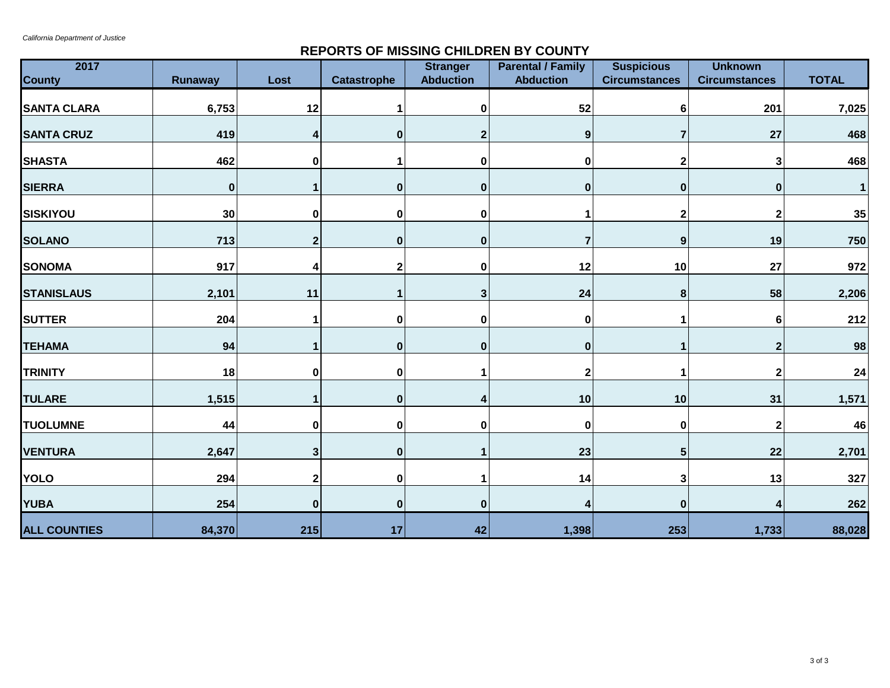*California Department of Justice*

## REPORTS OF MISSING CHILDREN BY COUNTY

| 2017 County | Runaway | Lost | Catastrophe | Stranger Abduction | Parental / Family Abduction | Suspicious Circumstances | Unknown Circumstances | TOTAL |
|---|---|---|---|---|---|---|---|---|
| SANTA CLARA | 6,753 | 12 | 1 | 0 | 52 | 6 | 201 | 7,025 |
| SANTA CRUZ | 419 | 4 | 0 | 2 | 9 | 7 | 27 | 468 |
| SHASTA | 462 | 0 | 1 | 0 | 0 | 2 | 3 | 468 |
| SIERRA | 0 | 1 | 0 | 0 | 0 | 0 | 0 | 1 |
| SISKIYOU | 30 | 0 | 0 | 0 | 1 | 2 | 2 | 35 |
| SOLANO | 713 | 2 | 0 | 0 | 7 | 9 | 19 | 750 |
| SONOMA | 917 | 4 | 2 | 0 | 12 | 10 | 27 | 972 |
| STANISLAUS | 2,101 | 11 | 1 | 3 | 24 | 8 | 58 | 2,206 |
| SUTTER | 204 | 1 | 0 | 0 | 0 | 1 | 6 | 212 |
| TEHAMA | 94 | 1 | 0 | 0 | 0 | 1 | 2 | 98 |
| TRINITY | 18 | 0 | 0 | 1 | 2 | 1 | 2 | 24 |
| TULARE | 1,515 | 1 | 0 | 4 | 10 | 10 | 31 | 1,571 |
| TUOLUMNE | 44 | 0 | 0 | 0 | 0 | 0 | 2 | 46 |
| VENTURA | 2,647 | 3 | 0 | 1 | 23 | 5 | 22 | 2,701 |
| YOLO | 294 | 2 | 0 | 1 | 14 | 3 | 13 | 327 |
| YUBA | 254 | 0 | 0 | 0 | 4 | 0 | 4 | 262 |
| ALL COUNTIES | 84,370 | 215 | 17 | 42 | 1,398 | 253 | 1,733 | 88,028 |